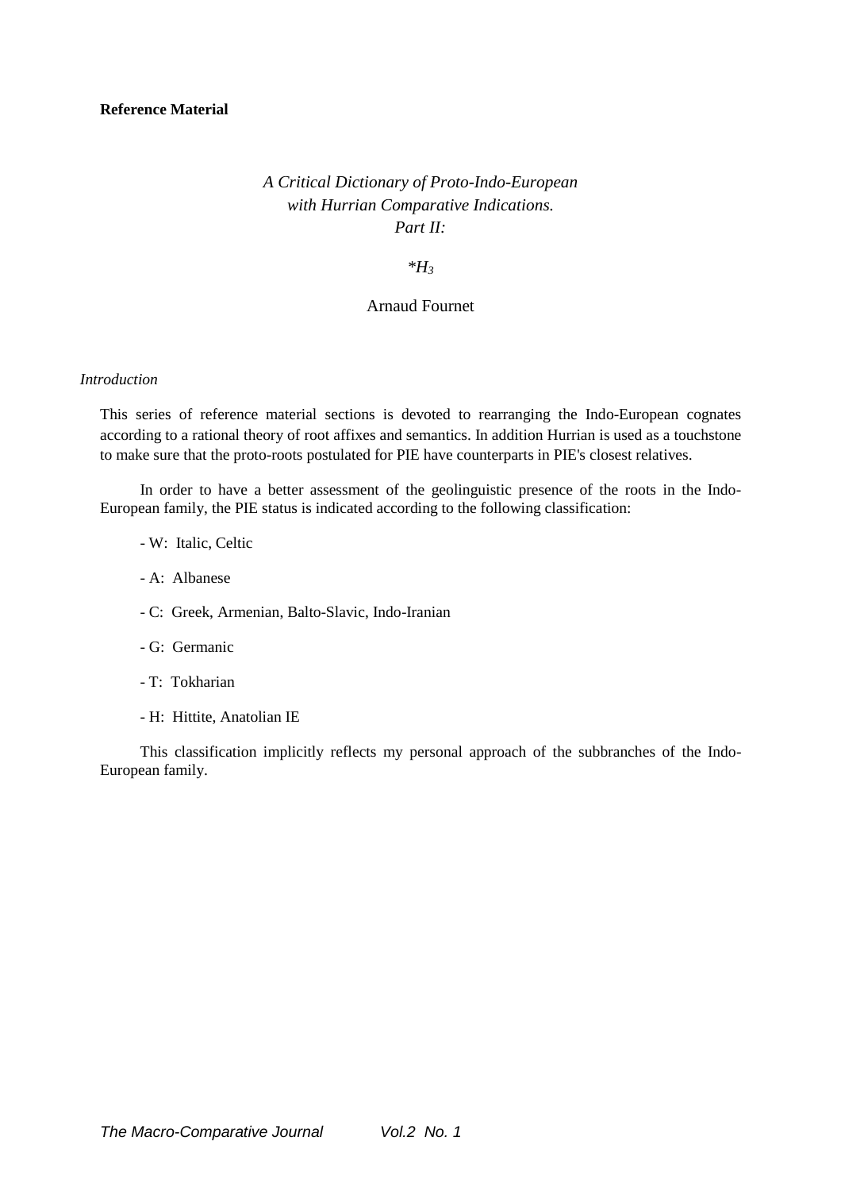**Reference Material**

# *A Critical Dictionary of Proto-Indo-European with Hurrian Comparative Indications. Part II:*

## *$*H_3$*

Arnaud Fournet

*Introduction*

This series of reference material sections is devoted to rearranging the Indo-European cognates according to a rational theory of root affixes and semantics. In addition Hurrian is used as a touchstone to make sure that the proto-roots postulated for PIE have counterparts in PIE's closest relatives.

In order to have a better assessment of the geolinguistic presence of the roots in the Indo-European family, the PIE status is indicated according to the following classification:

- W: Italic, Celtic
- A: Albanese
- C: Greek, Armenian, Balto-Slavic, Indo-Iranian
- G: Germanic
- T: Tokharian
- H: Hittite, Anatolian IE

This classification implicitly reflects my personal approach of the subbranches of the Indo-European family.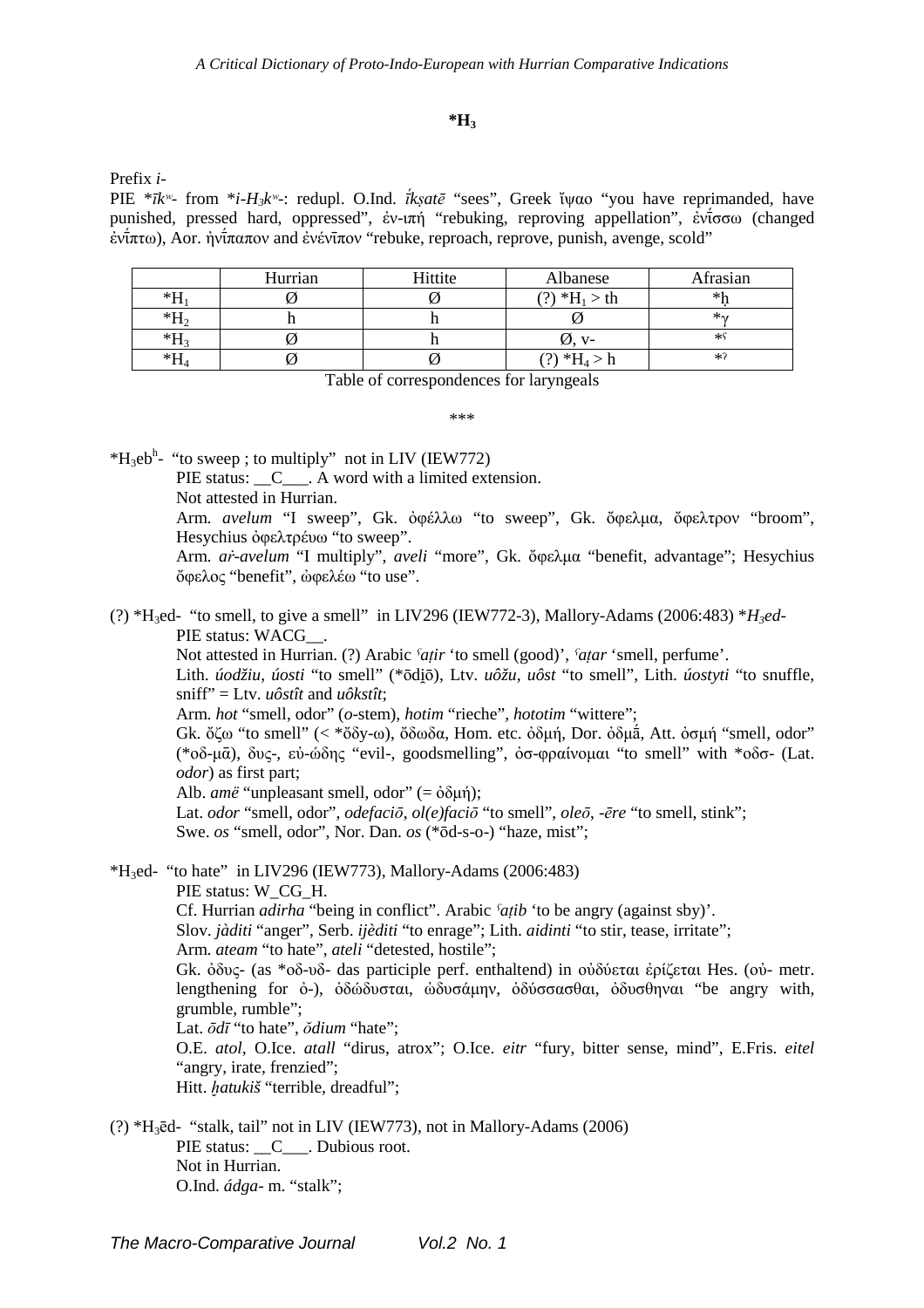## $*H_3$

Prefix *i-*

PIE $*\bar{\imath}k^w$- from $*i$-$H_3k^w$-: redupl. O.Ind. *ī́kṣatē* "sees", Greek ἴψαο "you have reprimanded, have punished, pressed hard, oppressed", ἐν-ιπή "rebuking, reproving appellation", ἐνῑ́σσω (changed ἐνῑ́πτω), Aor. ἠνῑ́παπον and ἐνένῑπον "rebuke, reproach, reprove, punish, avenge, scold"

| | Hurrian | Hittite | Albanese | Afrasian |
|---|---|---|---|---|
| $*H_1$ | Ø | Ø | (?) $*H_1$ > th | *ḥ |
| $*H_2$ | h | h | Ø | *γ |
| $*H_3$ | Ø | h | Ø, v- | *ʕ |
| $*H_4$ | Ø | Ø | (?) $*H_4$ > h | *ʔ |

Table of correspondences for laryngeals

\*\*\*

$*H_3eb^h$- "to sweep ; to multiply" not in LIV (IEW772)

PIE status: \_\_C\_\_\_. A word with a limited extension.

Not attested in Hurrian.

Arm. *avelum* "I sweep", Gk. ὀφέλλω "to sweep", Gk. ὄφελμα, ὄφελτρον "broom", Hesychius ὀφελτρέυω "to sweep".

Arm. *aṙ-avelum* "I multiply", *aveli* "more", Gk. ὄφελμα "benefit, advantage"; Hesychius ὄφελος "benefit", ὠφελέω "to use".

(?) $*H_3ed$- "to smell, to give a smell" in LIV296 (IEW772-3), Mallory-Adams (2006:483) $*H_3ed$-

PIE status: WACG\_\_.

Not attested in Hurrian. (?) Arabic *ʿaṭir* 'to smell (good)', *ʿaṭar* 'smell, perfume'.

Lith. *úodžiu*, *úosti* "to smell" (*ōdi̯ō), Ltv. *uôžu*, *uôst* "to smell", Lith. *úostyti* "to snuffle, sniff" = Ltv. *uôstît* and *uôkstît*;

Arm. *hot* "smell, odor" (*o*-stem), *hotim* "rieche", *hototim* "wittere";

Gk. ὄζω "to smell" (< *ὄδy-ω), ὄδωδα, Hom. etc. ὀδμή, Dor. ὀδμᾱ́, Att. ὀσμή "smell, odor" (*οδ-μᾱ), δυς-, εὐ-ώδης "evil-, goodsmelling", ὀσ-φραίνομαι "to smell" with *οδσ- (Lat. *odor*) as first part;

Alb. *amë* "unpleasant smell, odor" (= ὀδμή);

Lat. *odor* "smell, odor", *odefaciō*, *ol(e)faciō* "to smell", *oleō*, *-ēre* "to smell, stink";

Swe. *os* "smell, odor", Nor. Dan. *os* (*ōd-s-o-) "haze, mist";

$*H_3ed$- "to hate" in LIV296 (IEW773), Mallory-Adams (2006:483)

PIE status: W\_CG\_H.

Cf. Hurrian *adirha* "being in conflict". Arabic *ʿaṭib* 'to be angry (against sby)'.

Slov. *jàditi* "anger", Serb. *ijèditi* "to enrage"; Lith. *aidinti* "to stir, tease, irritate";

Arm. *ateam* "to hate", *ateli* "detested, hostile";

Gk. ὀδυς- (as *οδ-υδ- das participle perf. enthaltend) in οὐδύεται ἐρίζεται Hes. (οὐ- metr. lengthening for ὀ-), ὀδώδυσται, ὠδυσάμην, ὀδύσσασθαι, ὀδυσθηναι "be angry with, grumble, rumble";

Lat. *ōdī* "to hate", *ŏdium* "hate";

O.E. *atol*, O.Ice. *atall* "dirus, atrox"; O.Ice. *eitr* "fury, bitter sense, mind", E.Fris. *eitel* "angry, irate, frenzied";

Hitt. *ḫatukiš* "terrible, dreadful";

(?) $*H_3\bar{e}d$- "stalk, tail" not in LIV (IEW773), not in Mallory-Adams (2006)

PIE status: \_\_C\_\_\_. Dubious root.

Not in Hurrian.

O.Ind. *ádga-* m. "stalk";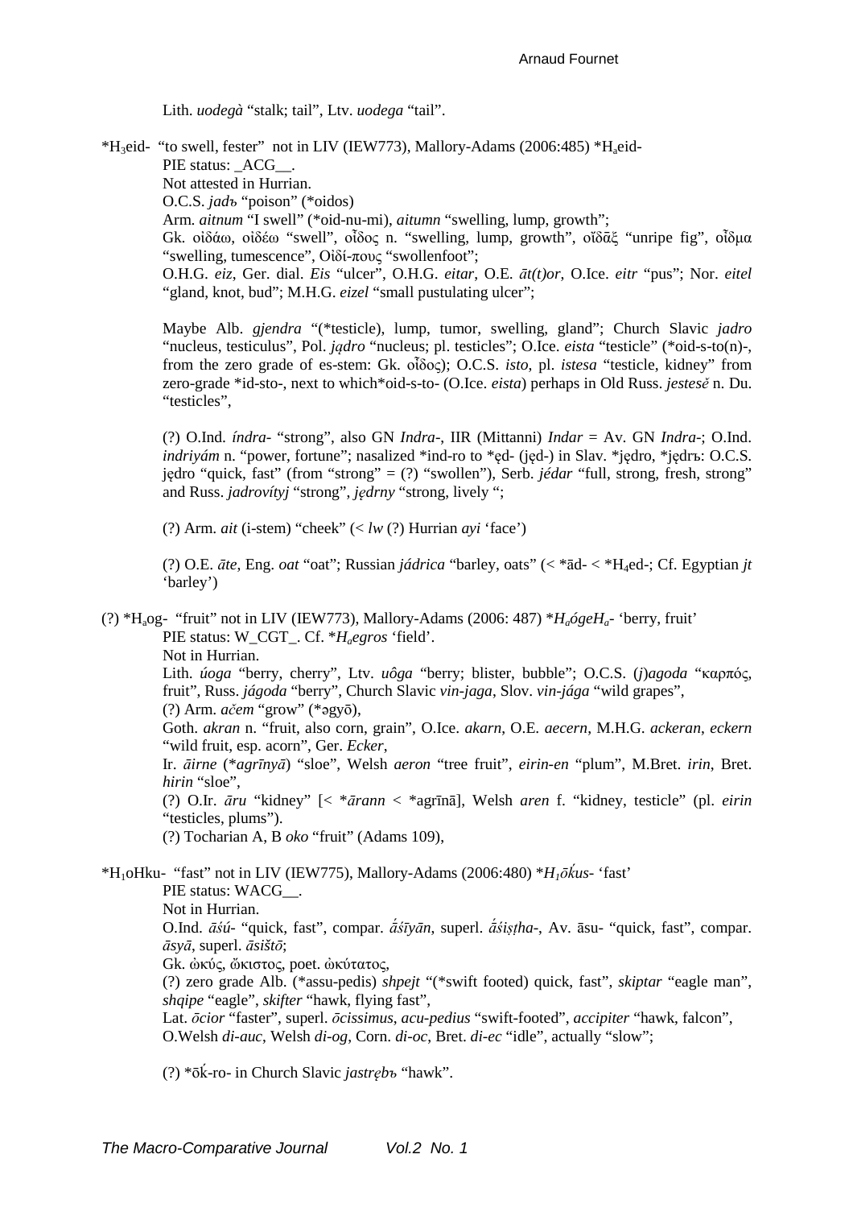Lith. *uodegà* "stalk; tail", Ltv. *uodega* "tail".

*$H_3$eid- "to swell, fester" not in LIV (IEW773), Mallory-Adams (2006:485) *$H_a$eid-

PIE status: _ACG__.

Not attested in Hurrian.

O.C.S. *jadъ* "poison" (*oidos)

Arm. *aitnum* "I swell" (*oid-nu-mi), *aitumn* "swelling, lump, growth";

Gk. οἰδάω, οἰδέω "swell", οἶδος n. "swelling, lump, growth", οἴδᾱξ "unripe fig", οἶδμα "swelling, tumescence", Οἰδί-πους "swollenfoot";

O.H.G. *eiz*, Ger. dial. *Eis* "ulcer", O.H.G. *eitar*, O.E. *āt(t)or*, O.Ice. *eitr* "pus"; Nor. *eitel* "gland, knot, bud"; M.H.G. *eizel* "small pustulating ulcer";

Maybe Alb. *gjendra* "(*testicle), lump, tumor, swelling, gland"; Church Slavic *jadro* "nucleus, testiculus", Pol. *jądro* "nucleus; pl. testicles"; O.Ice. *eista* "testicle" (*oid-s-to(n)-, from the zero grade of es-stem: Gk. οἶδος); O.C.S. *isto*, pl. *istesa* "testicle, kidney" from zero-grade *id-sto-, next to which*oid-s-to- (O.Ice. *eista*) perhaps in Old Russ. *jestesě* n. Du. "testicles",

(?) O.Ind. *índra-* "strong", also GN *Indra-*, IIR (Mittanni) *Indar* = Av. GN *Indra-*; O.Ind. *indriyám* n. "power, fortune"; nasalized *ind-ro to *ęd- (jęd-) in Slav. *jędro, *jędrъ: O.C.S. jędro "quick, fast" (from "strong" = (?) "swollen"), Serb. *jédar* "full, strong, fresh, strong" and Russ. *jadrovítyj* "strong", *jędrny* "strong, lively ";

(?) Arm. *ait* (i-stem) "cheek" (< *lw* (?) Hurrian *ayi* 'face')

(?) O.E. *āte*, Eng. *oat* "oat"; Russian *jádrica* "barley, oats" (< *ād- < *$H_4$ed-; Cf. Egyptian *jt* 'barley')

(?) *$H_a$og- "fruit" not in LIV (IEW773), Mallory-Adams (2006: 487) *$H_a$óge$H_a$- 'berry, fruit'

PIE status: W_CGT_. Cf. *$H_a$egros 'field'.

Not in Hurrian.

Lith. *úoga* "berry, cherry", Ltv. *uôga* "berry; blister, bubble"; O.C.S. (*j*)*agoda* "καρπός, fruit", Russ. *jágoda* "berry", Church Slavic *vin-jaga*, Slov. *vin-jága* "wild grapes",

(?) Arm. *ačem* "grow" (*əgyō),

Goth. *akran* n. "fruit, also corn, grain", O.Ice. *akarn*, O.E. *aecern*, M.H.G. *ackeran*, *eckern* "wild fruit, esp. acorn", Ger. *Ecker*,

Ir. *āirne* (*agrīnyā*) "sloe", Welsh *aeron* "tree fruit", *eirin-en* "plum", M.Bret. *irin*, Bret. *hirin* "sloe",

(?) O.Ir. *āru* "kidney" [< *ārann* < *agrīnā], Welsh *aren* f. "kidney, testicle" (pl. *eirin* "testicles, plums").

(?) Tocharian A, B *oko* "fruit" (Adams 109),

*$H_1$oHku- "fast" not in LIV (IEW775), Mallory-Adams (2006:480) *$H_1$ōḱus- 'fast'

PIE status: WACG__.

Not in Hurrian.

O.Ind. *āśú-* "quick, fast", compar. *ā́śīyān*, superl. *ā́śiṣṭha-*, Av. āsu- "quick, fast", compar. *āsyā*, superl. *āsištō*;

Gk. ὠκύς, ὤκιστος, poet. ὠκύτατος,

(?) zero grade Alb. (*assu-pedis) *shpejt* "(*swift footed) quick, fast", *skiptar* "eagle man", *shqipe* "eagle", *skifter* "hawk, flying fast",

Lat. *ōcior* "faster", superl. *ōcissimus*, *acu-pedius* "swift-footed", *accipiter* "hawk, falcon",

O.Welsh *di-auc*, Welsh *di-og*, Corn. *di-oc*, Bret. *di-ec* "idle", actually "slow";

(?) *ōḱ-ro- in Church Slavic *jastrębъ* "hawk".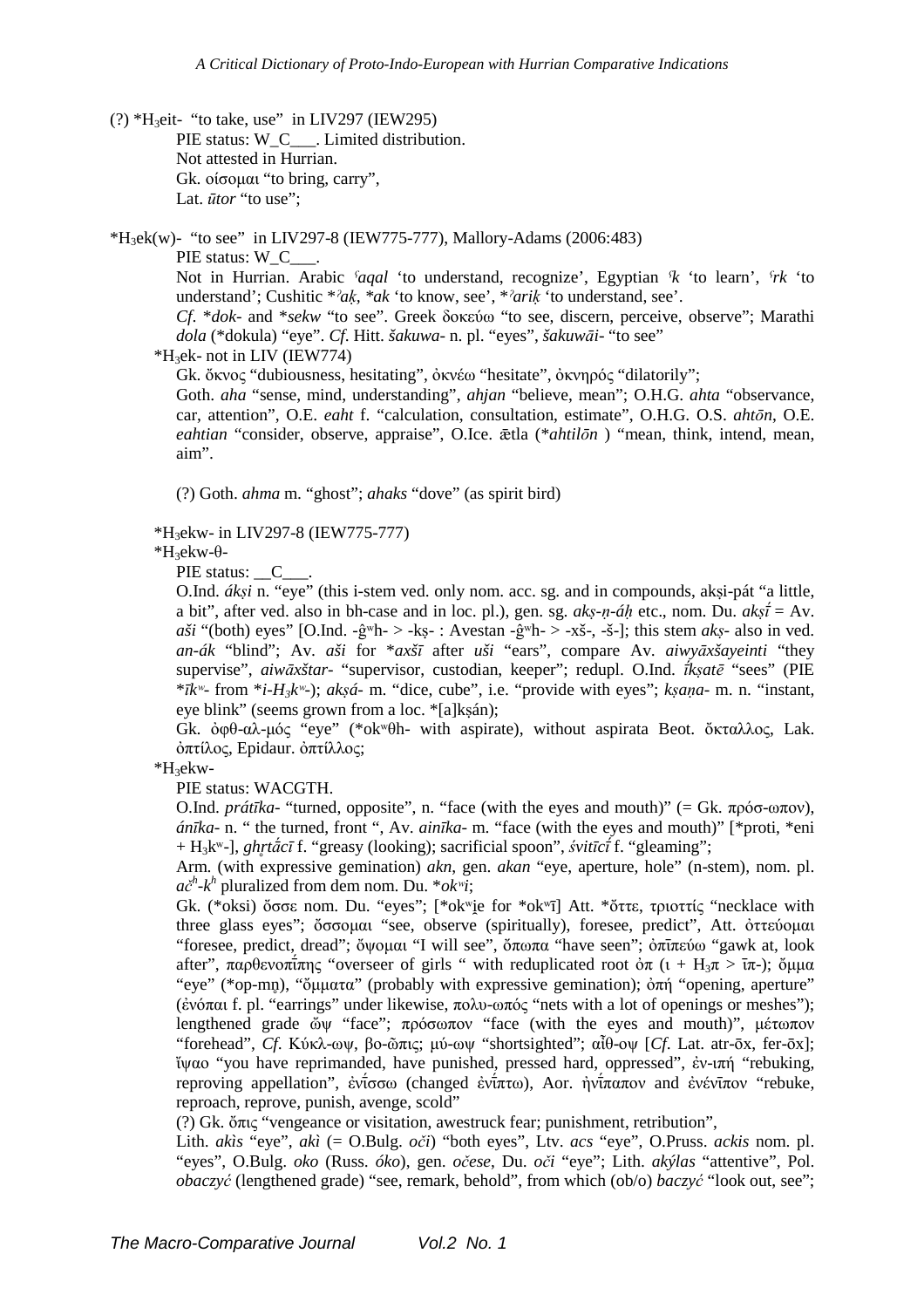(?) *$H_3$eit- "to take, use" in LIV297 (IEW295)

PIE status: W_C___. Limited distribution.
Not attested in Hurrian.
Gk. οίσομαι "to bring, carry",
Lat. *ūtor* "to use";

*$H_3$ek(w)- "to see" in LIV297-8 (IEW775-777), Mallory-Adams (2006:483)

PIE status: W_C___.

Not in Hurrian. Arabic *ʕaqal* 'to understand, recognize', Egyptian *ʕk* 'to learn', *ʕrk* 'to understand'; Cushitic *ˀaḳ, *ak 'to know, see', *ˀariḳ 'to understand, see'.

*Cf*. *dok- and *sekw "to see". Greek δοκεύω "to see, discern, perceive, observe"; Marathi *dola* (*dokula) "eye". *Cf*. Hitt. *šakuwa-* n. pl. "eyes", *šakuwāi-* "to see"

*$H_3$ek- not in LIV (IEW774)

Gk. ὄκνος "dubiousness, hesitating", ὀκνέω "hesitate", ὀκνηρός "dilatorily";

Goth. *aha* "sense, mind, understanding", *ahjan* "believe, mean"; O.H.G. *ahta* "observance, car, attention", O.E. *eaht* f. "calculation, consultation, estimate", O.H.G. O.S. *ahtōn*, O.E. *eahtian* "consider, observe, appraise", O.Ice. ǣtla (*ahtilōn ) "mean, think, intend, mean, aim".

(?) Goth. *ahma* m. "ghost"; *ahaks* "dove" (as spirit bird)

*$H_3$ekw- in LIV297-8 (IEW775-777)

*$H_3$ekw-θ-

PIE status: __C___.

O.Ind. *ákṣi* n. "eye" (this i-stem ved. only nom. acc. sg. and in compounds, akṣi-pát "a little, a bit", after ved. also in bh-case and in loc. pl.), gen. sg. *akṣ-ṇ-áḥ* etc., nom. Du. *akṣī́* = Av. *aši* "(both) eyes" [O.Ind. -ĝʷh- > -kṣ- : Avestan -ĝʷh- > -xš-, -š-]; this stem *akṣ-* also in ved. *an-ák* "blind"; Av. *aši* for *axšī after *uši* "ears", compare Av. *aiwyāxšayeinti* "they supervise", *aiwāxštar-* "supervisor, custodian, keeper"; redupl. O.Ind. *ī́kṣatē* "sees" (PIE *īkʷ- from *i-H₃kʷ-); *akṣá-* m. "dice, cube", i.e. "provide with eyes"; *kṣaṇa-* m. n. "instant, eye blink" (seems grown from a loc. *[a]kṣán);

Gk. ὀφθ-αλ-μός "eye" (*okʷθh- with aspirate), without aspirata Beot. ὄκταλλος, Lak. ὀπτίλος, Epidaur. ὀπτίλλος;

*$H_3$ekw-

PIE status: WACGTH.

O.Ind. *prátīka-* "turned, opposite", n. "face (with the eyes and mouth)" (= Gk. πρόσ-ωπον), *ánīka-* n. " the turned, front ", Av. *ainīka-* m. "face (with the eyes and mouth)" [*proti, *eni + H₃kʷ-], *ghṛtā́cī* f. "greasy (looking); sacrificial spoon", *śvitīcī́* f. "gleaming";

Arm. (with expressive gemination) *akn*, gen. *akan* "eye, aperture, hole" (n-stem), nom. pl. *ač̣ʰ-kʰ* pluralized from dem nom. Du. *okʷi;

Gk. (*oksi) ὄσσε nom. Du. "eyes"; [*okʷi̯e for *okʷī] Att. *ὄττε, τριοττίς "necklace with three glass eyes"; ὄσσομαι "see, observe (spiritually), foresee, predict", Att. ὀττεύομαι "foresee, predict, dread"; ὄψομαι "I will see", ὄπωπα "have seen"; ὀπῑπεύω "gawk at, look after", παρθενοπῑ́πης "overseer of girls " with reduplicated root ὀπ (ι + H₃π > ῑπ-); ὄμμα "eye" (*op-mn̥), "ὄμματα" (probably with expressive gemination); ὀπή "opening, aperture" (ἐνόπαι f. pl. "earrings" under likewise, πολυ-ωπός "nets with a lot of openings or meshes"); lengthened grade ὤψ "face"; πρόσωπον "face (with the eyes and mouth)", μέτωπον "forehead", *Cf*. Κύκλ-ωψ, βο-ῶπις; μύ-ωψ "shortsighted"; αἶθ-οψ [*Cf*. Lat. atr-ōx, fer-ōx]; ἴψαο "you have reprimanded, have punished, pressed hard, oppressed", ἐν-ιπή "rebuking, reproving appellation", ἐνῑ́σσω (changed ἐνῑ́πτω), Aor. ἠνῑ́παπον and ἐνένῑπον "rebuke, reproach, reprove, punish, avenge, scold"

(?) Gk. ὄπις "vengeance or visitation, awestruck fear; punishment, retribution",

Lith. *akìs* "eye", *akì* (= O.Bulg. *oči*) "both eyes", Ltv. *acs* "eye", O.Pruss. *ackis* nom. pl. "eyes", O.Bulg. *oko* (Russ. *óko*), gen. *očese*, Du. *oči* "eye"; Lith. *akýlas* "attentive", Pol. *obaczyć* (lengthened grade) "see, remark, behold", from which (ob/o) *baczyć* "look out, see";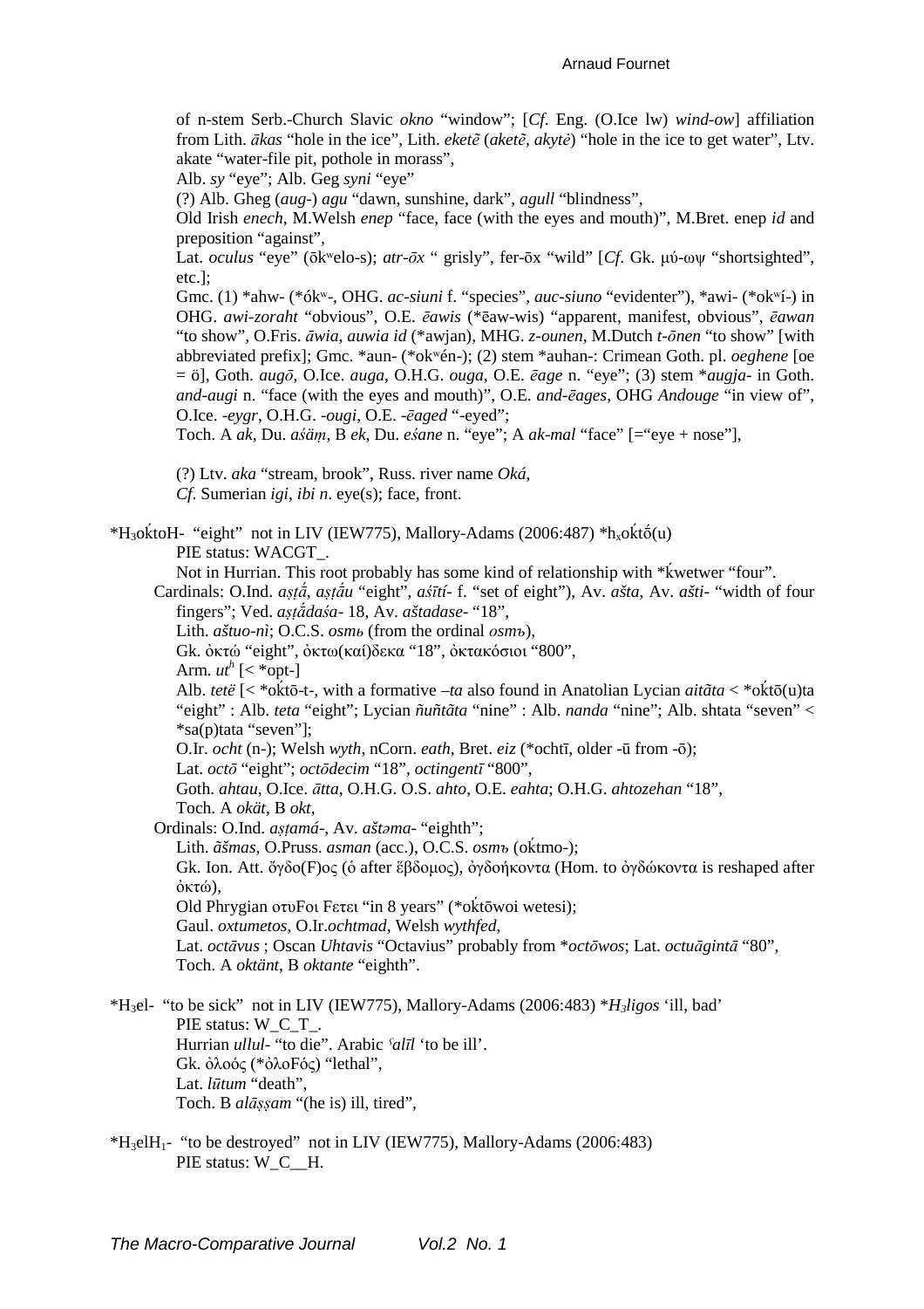of n-stem Serb.-Church Slavic *okno* "window"; [*Cf*. Eng. (O.Ice lw) *wind-ow*] affiliation from Lith. *ãkas* "hole in the ice", Lith. *eketẽ* (*aketẽ*, *akytė*) "hole in the ice to get water", Ltv. akate "water-file pit, pothole in morass",

Alb. *sy* "eye"; Alb. Geg *syni* "eye"

(?) Alb. Gheg (*aug*-) *agu* "dawn, sunshine, dark", *agull* "blindness",

Old Irish *enech*, M.Welsh *enep* "face, face (with the eyes and mouth)", M.Bret. enep *id* and preposition "against",

Lat. *oculus* "eye" (ōkʷelo-s); *atr-ōx* " grisly", fer-ōx "wild" [*Cf*. Gk. μύ-ωψ "shortsighted", etc.];

Gmc. (1) *ahw- (*ókʷ-, OHG. *ac-siuni* f. "species", *auc-siuno* "evidenter"), *awi- (*okʷí-) in OHG. *awi-zoraht* "obvious", O.E. *ēawis* (*ēaw-wis) "apparent, manifest, obvious", *ēawan* "to show", O.Fris. *āwia*, *auwia id* (*awjan), MHG. *z-ounen*, M.Dutch *t-ōnen* "to show" [with abbreviated prefix]; Gmc. *aun- (*okʷén-); (2) stem *auhan-: Crimean Goth. pl. *oeghene* [oe = ö], Goth. *augō*, O.Ice. *auga*, O.H.G. *ouga*, O.E. *ēage* n. "eye"; (3) stem *augja- in Goth. *and-augi* n. "face (with the eyes and mouth)", O.E. *and-ēages*, OHG *Andouge* "in view of", O.Ice. *-eygr*, O.H.G. *-ougi*, O.E. *-ēaged* "-eyed";

Toch. A *ak*, Du. *aśäṃ*, B *ek*, Du. *eśane* n. "eye"; A *ak-mal* "face" [="eye + nose"],

(?) Ltv. *aka* "stream, brook", Russ. river name *Oká*,

*Cf*. Sumerian *igi*, *ibi n*. eye(s); face, front.

*H₃oḱtoH- "eight" not in LIV (IEW775), Mallory-Adams (2006:487) *hₓoḱtṓ(u)

PIE status: WACGT_.

Not in Hurrian. This root probably has some kind of relationship with *ḱwetwer "four".

Cardinals: O.Ind. *aṣṭā́*, *aṣṭā́u* "eight", *aśītí*- f. "set of eight"), Av. *ašta*, Av. *ašti*- "width of four fingers"; Ved. *aṣṭā́daśa*- 18, Av. *aštadase*- "18",

Lith. *aštuo-nì*; O.C.S. *osmь* (from the ordinal *osmъ*),

Gk. ὀκτώ "eight", ὀκτω(καί)δεκα "18", ὀκτακόσιοι "800",

Arm. *utʰ* [< *opt-]

Alb. *tetë* [< *oḱtō-t-, with a formative *–ta* also found in Anatolian Lycian *aitãta* < *oḱtō(u)ta "eight" : Alb. *teta* "eight"; Lycian *ñuñtãta* "nine" : Alb. *nanda* "nine"; Alb. shtata "seven" < *sa(p)tata "seven"];

O.Ir. *ocht* (n-); Welsh *wyth*, nCorn. *eath*, Bret. *eiz* (*ochtī, older -ū from -ō);

Lat. *octō* "eight"; *octōdecim* "18", *octingentī* "800",

Goth. *ahtau*, O.Ice. *ātta*, O.H.G. O.S. *ahto*, O.E. *eahta*; O.H.G. *ahtozehan* "18",

Toch. A *okät*, B *okt*,

Ordinals: O.Ind. *aṣṭamá*-, Av. *aštəma*- "eighth";

Lith. *ãšmas*, O.Pruss. *asman* (acc.), O.C.S. *osmъ* (oḱtmo-);

Gk. Ion. Att. ὄγδο(F)ος (ὁ after ἕβδομος), ὀγδοήκοντα (Hom. to ὀγδώκοντα is reshaped after ὀκτώ),

Old Phrygian οτυFοι Fετει "in 8 years" (*oḱtōwoi wetesi);

Gaul. *oxtumetos*, O.Ir.*ochtmad*, Welsh *wythfed*,

Lat. *octāvus* ; Oscan *Uhtavis* "Octavius" probably from **octōwos*; Lat. *octuāgintā* "80",

Toch. A *oktänt*, B *oktante* "eighth".

*H₃el- "to be sick" not in LIV (IEW775), Mallory-Adams (2006:483) **H₃ligos* 'ill, bad'

PIE status: W_C_T_.

Hurrian *ullul*- "to die". Arabic *ʿalīl* 'to be ill'.

Gk. ὀλοός (*ὀλοFός) "lethal",

Lat. *lūtum* "death",

Toch. B *alāṣṣam* "(he is) ill, tired",

*H₃elH₁- "to be destroyed" not in LIV (IEW775), Mallory-Adams (2006:483)

PIE status: W_C__H.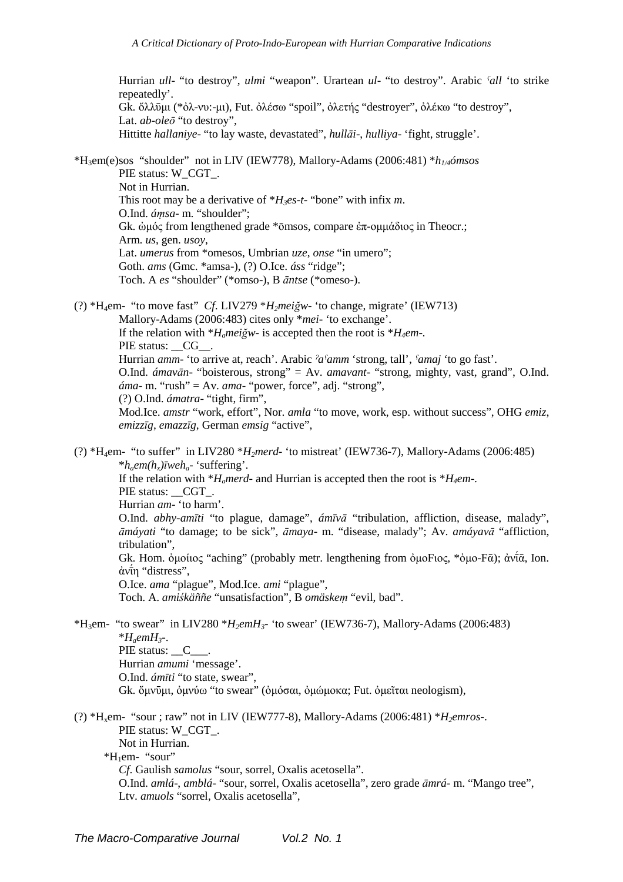Hurrian *ull-* "to destroy", *ulmi* "weapon". Urartean *ul-* "to destroy". Arabic *ʕall* 'to strike repeatedly'.
Gk. ὄλλῡμι (*ὀλ-νυ:-μι), Fut. ὀλέσω "spoil", ὀλετής "destroyer", ὀλέκω "to destroy",
Lat. *ab-oleō* "to destroy",
Hittitte *hallaniye-* "to lay waste, devastated", *hullāi-*, *hulliya-* 'fight, struggle'.

*$H_3$em(e)sos "shoulder" not in LIV (IEW778), Mallory-Adams (2006:481) *$h_{1/4}$ómsos*
PIE status: W_CGT_.
Not in Hurrian.
This root may be a derivative of *$H_3$es-t-* "bone" with infix *m*.
O.Ind. *áṃsa-* m. "shoulder";
Gk. ὠμός from lengthened grade *ōmsos, compare ἐπ-ομμάδιος in Theocr.;
Arm. *us*, gen. *usoy*,
Lat. *umerus* from *omesos, Umbrian *uze*, *onse* "in umero";
Goth. *ams* (Gmc. *amsa-), (?) O.Ice. *áss* "ridge";
Toch. A *es* "shoulder" (*omso-), B *āntse* (*omeso-).

(?) *$H_4$em- "to move fast" *Cf.* LIV279 *$H_2$meiğw-* 'to change, migrate' (IEW713)
Mallory-Adams (2006:483) cites only **mei-* 'to exchange'.
If the relation with *$H_a$meiğw-* is accepted then the root is *$H_4$em-*.
PIE status: __CG__.
Hurrian *amm-* 'to arrive at, reach'. Arabic *ʔaʕamm* 'strong, tall', *ʕamaj* 'to go fast'.
O.Ind. *ámavān-* "boisterous, strong" = Av. *amavant-* "strong, mighty, vast, grand", O.Ind. *áma-* m. "rush" = Av. *ama-* "power, force", adj. "strong",
(?) O.Ind. *ámatra-* "tight, firm",
Mod.Ice. *amstr* "work, effort", Nor. *amla* "to move, work, esp. without success", OHG *emiz*, *emizzīg*, *emazzīg*, German *emsig* "active",

(?) *$H_4$em- "to suffer" in LIV280 *$H_2$merd-* 'to mistreat' (IEW736-7), Mallory-Adams (2006:485) *$h_a$em($h_x$)īweh$_a$-* 'suffering'.
If the relation with *$H_a$merd-* and Hurrian is accepted then the root is *$H_4$em-*.
PIE status: __CGT_.
Hurrian *am-* 'to harm'.
O.Ind. *abhy-amīti* "to plague, damage", *ámīvā* "tribulation, affliction, disease, malady", *āmáyati* "to damage; to be sick", *āmaya-* m. "disease, malady"; Av. *amáyavā* "affliction, tribulation",
Gk. Hom. ὀμοίιος "aching" (probably metr. lengthening from ὀμοϝιος, *ὀμο-Ϝᾱ); ἀνῑ́ᾱ, Ion. ἀνῑ́η "distress",
O.Ice. *ama* "plague", Mod.Ice. *ami* "plague",
Toch. A. *amiśkäññe* "unsatisfaction", B *omäskeṃ* "evil, bad".

*$H_3$em- "to swear" in LIV280 *$H_2$emH$_3$-* 'to swear' (IEW736-7), Mallory-Adams (2006:483) *$H_a$emH$_3$-*.
PIE status: __C___.
Hurrian *amumi* 'message'.
O.Ind. *ámīti* "to state, swear",
Gk. ὄμνῡμι, ὀμνύω "to swear" (ὀμόσαι, ὀμώμοκα; Fut. ὀμεῖται neologism),

(?) *$H_x$em- "sour ; raw" not in LIV (IEW777-8), Mallory-Adams (2006:481) *$H_2$emros-*.
PIE status: W_CGT_.
Not in Hurrian.
*$H_1$em- "sour"
*Cf.* Gaulish *samolus* "sour, sorrel, Oxalis acetosella".
O.Ind. *amlá-*, *amblá-* "sour, sorrel, Oxalis acetosella", zero grade *āmrá-* m. "Mango tree",
Ltv. *amuols* "sorrel, Oxalis acetosella",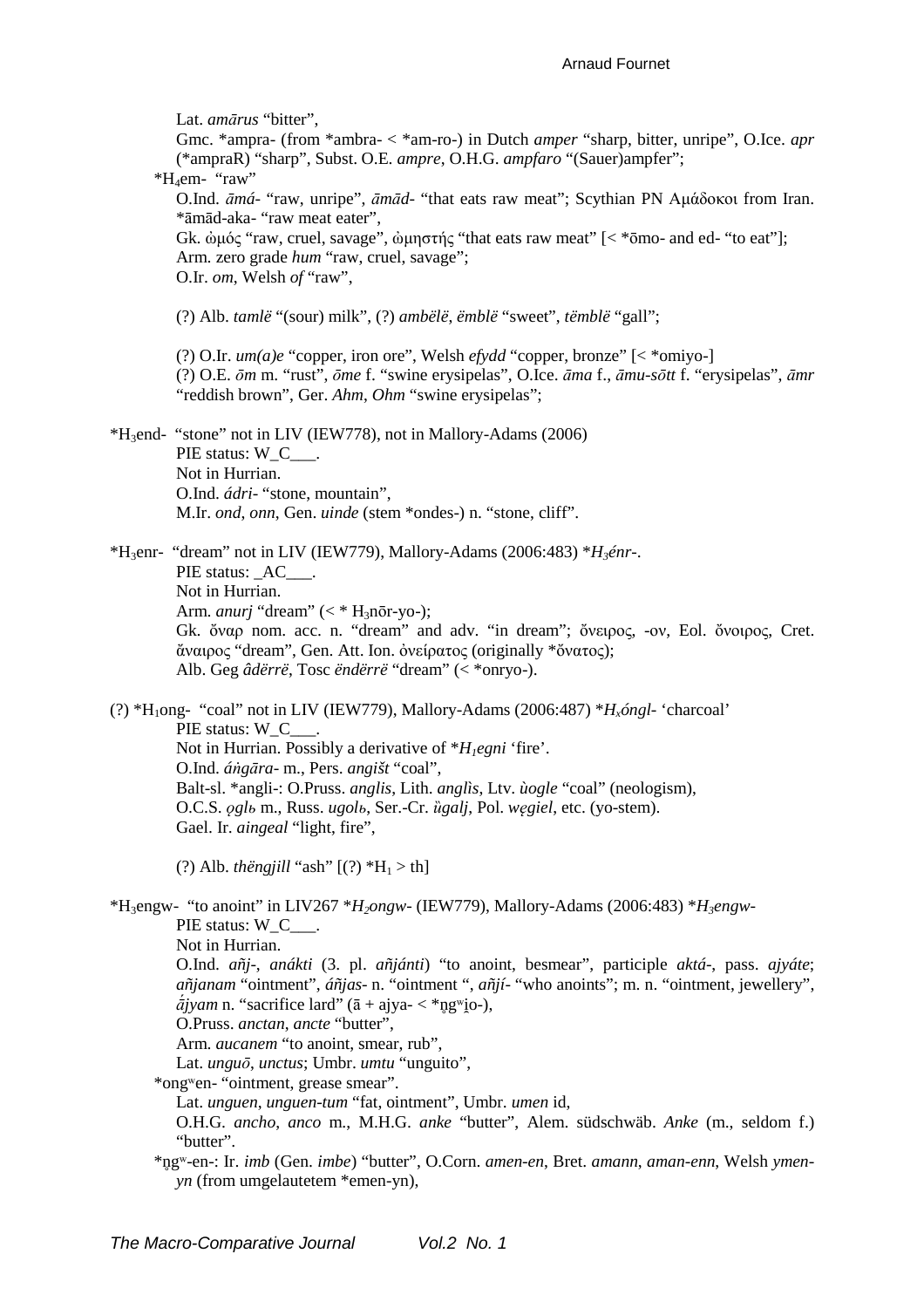Lat. *amārus* "bitter",

Gmc. *ampra- (from *ambra- < *am-ro-) in Dutch *amper* "sharp, bitter, unripe", O.Ice. *apr* (*ampraR) "sharp", Subst. O.E. *ampre*, O.H.G. *ampfaro* "(Sauer)ampfer";

$*H_4$em- "raw"

O.Ind. *āmá-* "raw, unripe", *āmād-* "that eats raw meat"; Scythian PN Αμάδοκοι from Iran. *āmād-aka- "raw meat eater",

Gk. ὠμός "raw, cruel, savage", ὠμηστής "that eats raw meat" [< *ōmo- and ed- "to eat"];

Arm. zero grade *hum* "raw, cruel, savage";

O.Ir. *om*, Welsh *of* "raw",

(?) Alb. *tamlë* "(sour) milk", (?) *ambëlë*, *ëmblë* "sweet", *tëmblë* "gall";

(?) O.Ir. *um(a)e* "copper, iron ore", Welsh *efydd* "copper, bronze" [< *omiyo-]

(?) O.E. *ōm* m. "rust", *ōme* f. "swine erysipelas", O.Ice. *āma* f., *āmu-sōtt* f. "erysipelas", *āmr* "reddish brown", Ger. *Ahm*, *Ohm* "swine erysipelas";

$*H_3$end- "stone" not in LIV (IEW778), not in Mallory-Adams (2006)

PIE status: W_C___.

Not in Hurrian.

O.Ind. *ádri-* "stone, mountain",

M.Ir. *ond*, *onn*, Gen. *uinde* (stem *ondes-) n. "stone, cliff".

$*H_3$enr- "dream" not in LIV (IEW779), Mallory-Adams (2006:483) *$H_3$énr-*.

PIE status: _AC___.

Not in Hurrian.

Arm. *anurj* "dream" (< * $H_3$nōr-yo-);

Gk. ὄναρ nom. acc. n. "dream" and adv. "in dream"; ὄνειρος, -ον, Eol. ὄνοιρος, Cret. ἄναιρος "dream", Gen. Att. Ion. ὀνείρατος (originally *ὄνατος);

Alb. Geg *âdërrë*, Tosc *ëndërrë* "dream" (< *onryo-).

(?) $*H_1$ong- "coal" not in LIV (IEW779), Mallory-Adams (2006:487) *$H_x$óngl-* 'charcoal'

PIE status: W_C___.

Not in Hurrian. Possibly a derivative of *$H_1$egni* 'fire'.

O.Ind. *áṅgāra-* m., Pers. *angišt* "coal",

Balt-sl. *angli-: O.Pruss. *anglis*, Lith. *anglìs*, Ltv. *ùogle* "coal" (neologism),

O.C.S. *ǫglь* m., Russ. *ugolь*, Ser.-Cr. *ȕgalj*, Pol. *węgiel*, etc. (yo-stem).

Gael. Ir. *aingeal* "light, fire",

(?) Alb. *thëngjill* "ash" [(?) $*H_1$ > th]

$*H_3$engw- "to anoint" in LIV267 *$H_2$ongw-* (IEW779), Mallory-Adams (2006:483) *$H_3$engw-*

PIE status: W_C___.

Not in Hurrian.

O.Ind. *añj-*, *anákti* (3. pl. *añjánti*) "to anoint, besmear", participle *aktá-*, pass. *ajyáte*; *añjanam* "ointment", *áñjas-* n. "ointment ", *añjí-* "who anoints"; m. n. "ointment, jewellery", *ā́jyam* n. "sacrifice lard" (ā + ajya- < *n̥gʷi̯o-),

O.Pruss. *anctan*, *ancte* "butter",

Arm. *aucanem* "to anoint, smear, rub",

Lat. *unguō*, *unctus*; Umbr. *umtu* "unguito",

*ongʷen- "ointment, grease smear".

Lat. *unguen*, *unguen-tum* "fat, ointment", Umbr. *umen* id,

O.H.G. *ancho*, *anco* m., M.H.G. *anke* "butter", Alem. südschwäb. *Anke* (m., seldom f.) "butter".

*n̥gʷ-en-: Ir. *imb* (Gen. *imbe*) "butter", O.Corn. *amen-en*, Bret. *amann*, *aman-enn*, Welsh *ymen-yn* (from umgelautetem *emen-yn),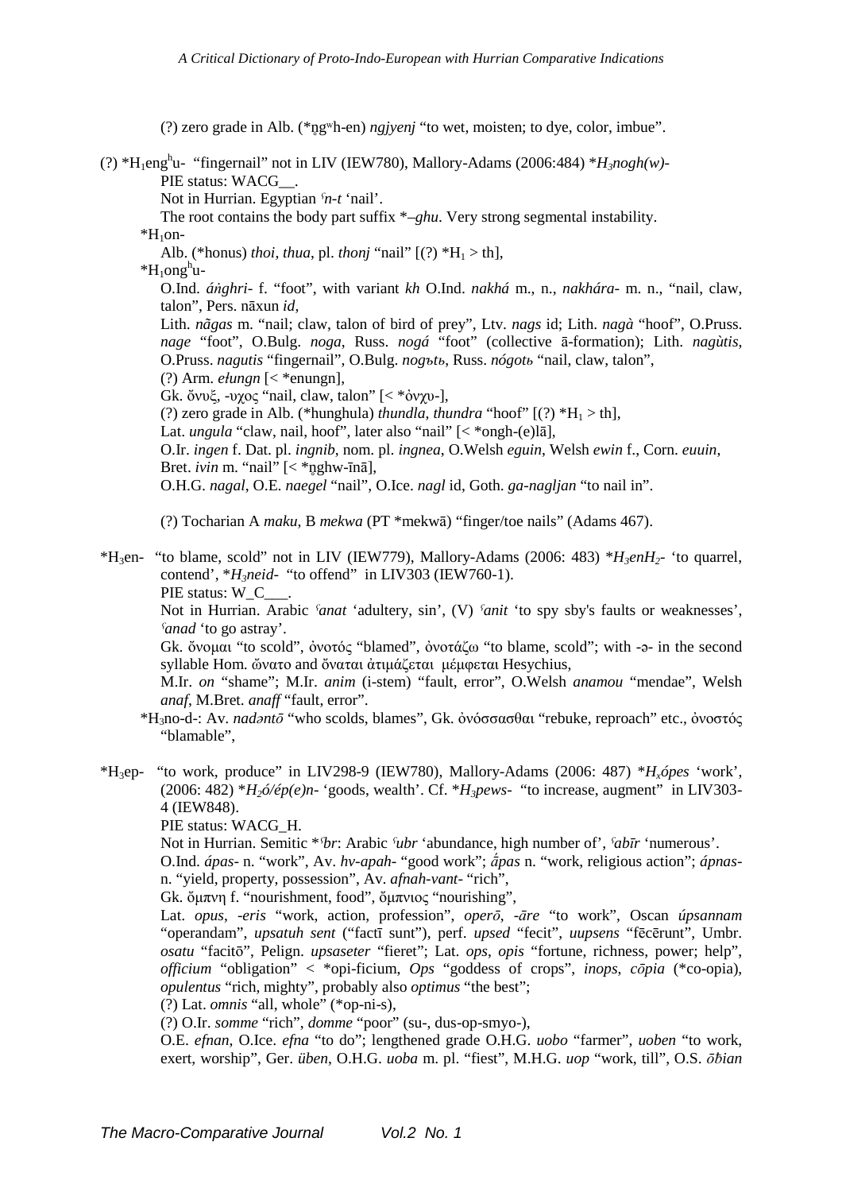(?) zero grade in Alb. (*n̥gʷh-en) *ngjyenj* "to wet, moisten; to dye, color, imbue".

(?) *$H_1$eng$^h$u- "fingernail" not in LIV (IEW780), Mallory-Adams (2006:484) **$H_3$nogh(w)-*

PIE status: WACG__.

Not in Hurrian. Egyptian *ʿn-t* 'nail'.

The root contains the body part suffix *–*ghu*. Very strong segmental instability.

*$H_1$on-

Alb. (*honus) *thoi*, *thua*, pl. *thonj* "nail" [(?) *$H_1$ > th],

*$H_1$ong$^h$u-

O.Ind. *áṅghri-* f. "foot", with variant *kh* O.Ind. *nakhá* m., n., *nakhára-* m. n., "nail, claw, talon", Pers. nāxun *id*,

Lith. *nãgas* m. "nail; claw, talon of bird of prey", Ltv. *nags* id; Lith. *nagà* "hoof", O.Pruss. *nage* "foot", O.Bulg. *noga*, Russ. *nogá* "foot" (collective ā-formation); Lith. *nagùtis*, O.Pruss. *nagutis* "fingernail", O.Bulg. *nogъtь*, Russ. *nógotь* "nail, claw, talon",

(?) Arm. *ełungn* [< *enungn],

Gk. ὄνυξ, -υχος "nail, claw, talon" [< *ὀνχυ-],

(?) zero grade in Alb. (*hunghula) *thundla*, *thundra* "hoof" [(?) *$H_1$ > th],

Lat. *ungula* "claw, nail, hoof", later also "nail" [< *ongh-(e)lā],

O.Ir. *ingen* f. Dat. pl. *ingnib*, nom. pl. *ingnea*, O.Welsh *eguin*, Welsh *ewin* f., Corn. *euuin*, Bret. *ivin* m. "nail" [< *n̥ghw-īnā],

O.H.G. *nagal*, O.E. *naegel* "nail", O.Ice. *nagl* id, Goth. *ga-nagljan* "to nail in".

(?) Tocharian A *maku*, B *mekwa* (PT *mekwā) "finger/toe nails" (Adams 467).

*$H_3$en- "to blame, scold" not in LIV (IEW779), Mallory-Adams (2006: 483) **$H_3$enH$_2$-* 'to quarrel, contend', **$H_3$neid-* "to offend" in LIV303 (IEW760-1).

PIE status: W_C___.

Not in Hurrian. Arabic *ʿanat* 'adultery, sin', (V) *ʿanit* 'to spy sby's faults or weaknesses', *ʿanad* 'to go astray'.

Gk. ὄνομαι "to scold", ὀνοτός "blamed", ὀνοτάζω "to blame, scold"; with -ə- in the second syllable Hom. ὤνατο and ὄναται ἀτιμάζεται μέμφεται Hesychius,

M.Ir. *on* "shame"; M.Ir. *anim* (i-stem) "fault, error", O.Welsh *anamou* "mendae", Welsh *anaf*, M.Bret. *anaff* "fault, error".

*$H_3$no-d-: Av. *nadəntō* "who scolds, blames", Gk. ὀνόσσασθαι "rebuke, reproach" etc., ὀνοστός "blamable",

*$H_3$ep- "to work, produce" in LIV298-9 (IEW780), Mallory-Adams (2006: 487) **$H_x$ópes* 'work', (2006: 482) **$H_2$ó/ép(e)n-* 'goods, wealth'. Cf. **$H_3$pews-* "to increase, augment" in LIV303-4 (IEW848).

PIE status: WACG_H.

Not in Hurrian. Semitic *ʿbr: Arabic *ʿubr* 'abundance, high number of', *ʿabīr* 'numerous'.

O.Ind. *ápas-* n. "work", Av. *hv-apah-* "good work"; *ā́pas* n. "work, religious action"; *ápnas-* n. "yield, property, possession", Av. *afnah-vant-* "rich",

Gk. ὄμπνη f. "nourishment, food", ὄμπνιος "nourishing",

Lat. *opus*, *-eris* "work, action, profession", *operō*, *-āre* "to work", Oscan *úpsannam* "operandam", *upsatuh sent* ("factī sunt"), perf. *upsed* "fecit", *uupsens* "fēcērunt", Umbr. *osatu* "facitō", Pelign. *upsaseter* "fieret"; Lat. *ops*, *opis* "fortune, richness, power; help", *officium* "obligation" < *opi-ficium, *Ops* "goddess of crops", *inops*, *cōpia* (*co-opia), *opulentus* "rich, mighty", probably also *optimus* "the best";

(?) Lat. *omnis* "all, whole" (*op-ni-s),

(?) O.Ir. *somme* "rich", *domme* "poor" (su-, dus-op-smyo-),

O.E. *efnan*, O.Ice. *efna* "to do"; lengthened grade O.H.G. *uobo* "farmer", *uoben* "to work, exert, worship", Ger. *üben*, O.H.G. *uoba* m. pl. "fiest", M.H.G. *uop* "work, till", O.S. *ōƀian*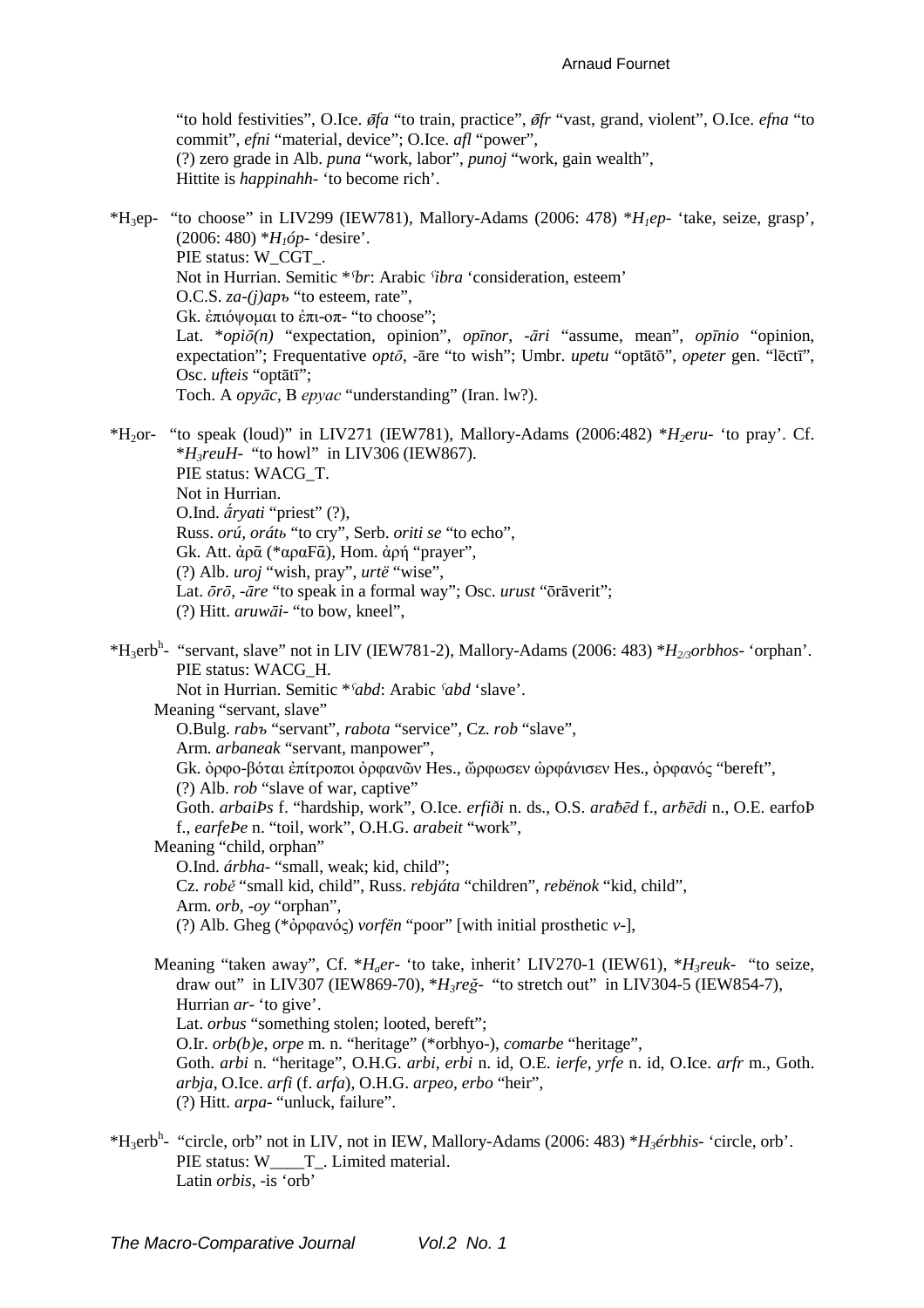"to hold festivities", O.Ice. *ǿfa* "to train, practice", *ǿfr* "vast, grand, violent", O.Ice. *efna* "to commit", *efni* "material, device"; O.Ice. *afl* "power",
(?) zero grade in Alb. *puna* "work, labor", *punoj* "work, gain wealth",
Hittite is *happinahh-* 'to become rich'.

*$H_3$ep- "to choose" in LIV299 (IEW781), Mallory-Adams (2006: 478) **$H_1$ep-* 'take, seize, grasp', (2006: 480) **$H_1$óp-* 'desire'.
PIE status: W_CGT_.
Not in Hurrian. Semitic *ʿ*br*: Arabic *ʿibra* 'consideration, esteem'
O.C.S. *za-(j)apъ* "to esteem, rate",
Gk. ἐπιόψομαι to ἐπι-οπ- "to choose";
Lat. **opiō(n)* "expectation, opinion", *opīnor*, *-āri* "assume, mean", *opīnio* "opinion, expectation"; Frequentative *optō*, -āre "to wish"; Umbr. *upetu* "optātō", *opeter* gen. "lēctī", Osc. *ufteis* "optātī";
Toch. A *opyāc*, B *epyac* "understanding" (Iran. lw?).

*$H_2$or- "to speak (loud)" in LIV271 (IEW781), Mallory-Adams (2006:482) **$H_2$eru-* 'to pray'. Cf. **$H_3$reuH-* "to howl" in LIV306 (IEW867).
PIE status: WACG_T.
Not in Hurrian.
O.Ind. *ā́ryati* "priest" (?),
Russ. *orú*, *orátь* "to cry", Serb. *oriti se* "to echo",
Gk. Att. ἀρᾱ́ (*αραϝᾱ), Hom. ἀρή "prayer",
(?) Alb. *uroj* "wish, pray", *urtë* "wise",
Lat. *ōrō*, *-āre* "to speak in a formal way"; Osc. *urust* "ōrāverit";
(?) Hitt. *aruwāi-* "to bow, kneel",

*$H_3$erb$^h$- "servant, slave" not in LIV (IEW781-2), Mallory-Adams (2006: 483) **$H_{2/3}$orbhos-* 'orphan'.
PIE status: WACG_H.
Not in Hurrian. Semitic *ʿ*abd*: Arabic *ʿabd* 'slave'.

Meaning "servant, slave"
O.Bulg. *rabъ* "servant", *rabota* "service", Cz. *rob* "slave",
Arm. *arbaneak* "servant, manpower",
Gk. ὀρφο-βόται ἐπίτροποι ὀρφανῶν Hes., ὤρφωσεν ὠρφάνισεν Hes., ὀρφανός "bereft",
(?) Alb. *rob* "slave of war, captive"
Goth. *arbaiÞs* f. "hardship, work", O.Ice. *erfiði* n. ds., O.S. *arabēd* f., *arbēdi* n., O.E. earfoÞ f., *earfeÞe* n. "toil, work", O.H.G. *arabeit* "work",

Meaning "child, orphan"
O.Ind. *árbha-* "small, weak; kid, child";
Cz. *robě* "small kid, child", Russ. *rebjáta* "children", *rebënok* "kid, child",
Arm. *orb*, *-oy* "orphan",
(?) Alb. Gheg (*ὀρφανός) *vorfën* "poor" [with initial prosthetic *v*-],

Meaning "taken away", Cf. **$H_a$er-* 'to take, inherit' LIV270-1 (IEW61), **$H_3$reuk-* "to seize, draw out" in LIV307 (IEW869-70), **$H_3$reǧ-* "to stretch out" in LIV304-5 (IEW854-7), Hurrian *ar-* 'to give'.
Lat. *orbus* "something stolen; looted, bereft";
O.Ir. *orb(b)e*, *orpe* m. n. "heritage" (*orbhyo-), *comarbe* "heritage",
Goth. *arbi* n. "heritage", O.H.G. *arbi*, *erbi* n. id, O.E. *ierfe*, *yrfe* n. id, O.Ice. *arfr* m., Goth. *arbja*, O.Ice. *arfi* (f. *arfa*), O.H.G. *arpeo*, *erbo* "heir",
(?) Hitt. *arpa-* "unluck, failure".

*$H_3$erb$^h$- "circle, orb" not in LIV, not in IEW, Mallory-Adams (2006: 483) **$H_3$érbhis-* 'circle, orb'.
PIE status: W____T_. Limited material.
Latin *orbis*, -is 'orb'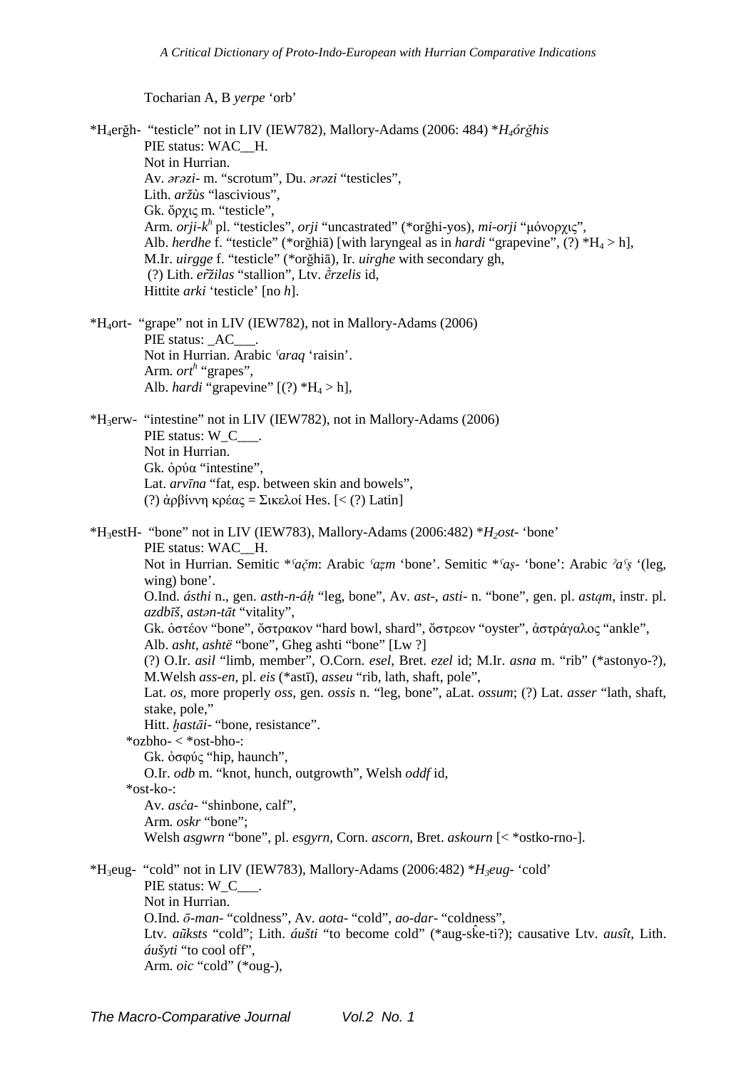Tocharian A, B *yerpe* ‘orb’

*$H_4$erğh- “testicle” not in LIV (IEW782), Mallory-Adams (2006: 484) *$H_4$*órğhis*
PIE status: WAC__H.
Not in Hurrian.
Av. *ərəzi-* m. “scrotum”, Du. *ərəzi* “testicles”,
Lith. *aržùs* “lascivious”,
Gk. ὄρχις m. “testicle”,
Arm. *orji-k^h* pl. “testicles”, *orji* “uncastrated” (*orğhi-yos), *mi-orji* “μόνορχις”,
Alb. *herdhe* f. “testicle” (*orğhiā) [with laryngeal as in *hardi* “grapevine”, (?) *$H_4$ > h],
M.Ir. *uirgge* f. “testicle” (*orğhiā), Ir. *uirghe* with secondary gh,
(?) Lith. *er̃žilas* “stallion”, Ltv. *ȅrzelis* id,
Hittite *arki* ‘testicle’ [no *h*].

*$H_4$ort- “grape” not in LIV (IEW782), not in Mallory-Adams (2006)
PIE status: _AC___.
Not in Hurrian. Arabic *ʕaraq* ‘raisin’.
Arm. *ort^h* “grapes”,
Alb. *hardi* “grapevine” [(?) *$H_4$ > h],

*$H_3$erw- “intestine” not in LIV (IEW782), not in Mallory-Adams (2006)
PIE status: W_C___.
Not in Hurrian.
Gk. ὀρύα “intestine”,
Lat. *arvīna* “fat, esp. between skin and bowels”,
(?) ἀρβίννη κρέας = Σικελοί Hes. [< (?) Latin]

*$H_3$estH- “bone” not in LIV (IEW783), Mallory-Adams (2006:482) *$H_2$*ost-* ‘bone’
PIE status: WAC__H.
Not in Hurrian. Semitic *ʕ*ač̣m*: Arabic *ʕaẓm* ‘bone’. Semitic *ʕ*aṣ-* ‘bone’: Arabic *ʔaʕṣ* ‘(leg, wing) bone’.
O.Ind. *ásthi* n., gen. *asth-n-áḥ* “leg, bone”, Av. *ast-*, *asti-* n. “bone”, gen. pl. *astąm*, instr. pl. *azdbīš*, *astən-tāt* “vitality”,
Gk. ὀστέον “bone”, ὄστρακον “hard bowl, shard”, ὄστρεον “oyster”, ἀστράγαλος “ankle”,
Alb. *asht*, *ashtë* “bone”, Gheg ashti “bone” [Lw ?]
(?) O.Ir. *asil* “limb, member”, O.Corn. *esel*, Bret. *ezel* id; M.Ir. *asna* m. “rib” (*astonyo-?), M.Welsh *ass-en*, pl. *eis* (*astī), *asseu* “rib, lath, shaft, pole”,
Lat. *os*, more properly *oss*, gen. *ossis* n. “leg, bone”, aLat. *ossum*; (?) Lat. *asser* “lath, shaft, stake, pole,”
Hitt. *ḫastāi-* “bone, resistance”.

*ozbho- < *ost-bho-:
Gk. ὀσφύς “hip, haunch”,
O.Ir. *odb* m. “knot, hunch, outgrowth”, Welsh *oddf* id,

*ost-ko-:
Av. *asća-* “shinbone, calf”,
Arm. *oskr* “bone”;
Welsh *asgwrn* “bone”, pl. *esgyrn*, Corn. *ascorn*, Bret. *askourn* [< *ostko-rno-].

*$H_3$eug- “cold” not in LIV (IEW783), Mallory-Adams (2006:482) *$H_3$*eug-* ‘cold’
PIE status: W_C___.
Not in Hurrian.
O.Ind. *ō-man-* “coldness”, Av. *aota-* “cold”, *ao-dar-* “coldness”,
Ltv. *aũksts* “cold”; Lith. *áušti* “to become cold” (*aug-sk̂e-ti?); causative Ltv. *ausît*, Lith. *áušyti* “to cool off”,
Arm. *oic* “cold” (*oug-),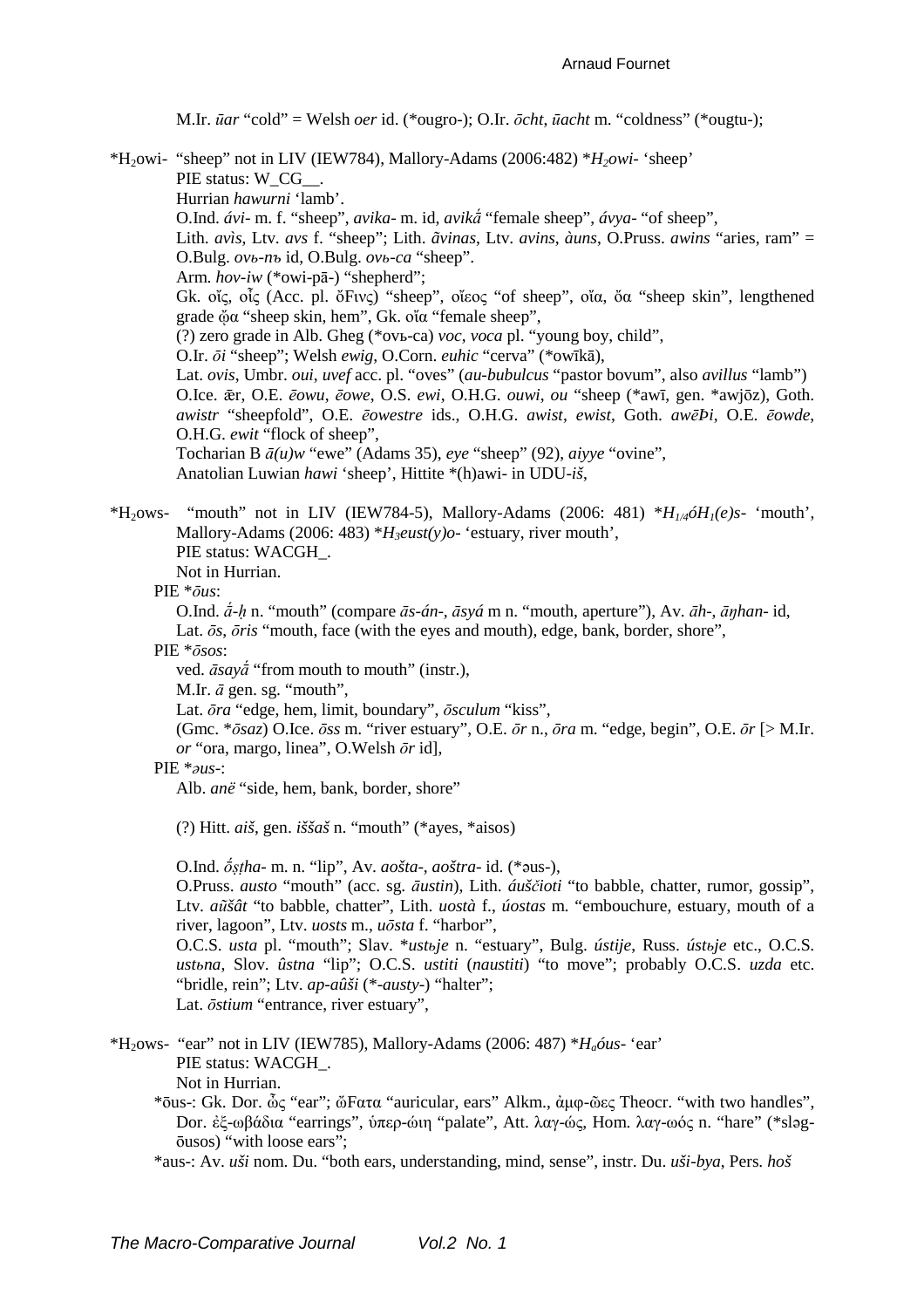M.Ir. *ūar* "cold" = Welsh *oer* id. (*ougro-); O.Ir. *ōcht*, *ūacht* m. "coldness" (*ougtu-);

*H$_2$owi- "sheep" not in LIV (IEW784), Mallory-Adams (2006:482) **H$_2$owi-* 'sheep'
PIE status: W_CG__.
Hurrian *hawurni* 'lamb'.
O.Ind. *ávi-* m. f. "sheep", *avika-* m. id, *avikā́* "female sheep", *ávya-* "of sheep",
Lith. *avìs*, Ltv. *avs* f. "sheep"; Lith. *ãvinas*, Ltv. *avins*, *àuns*, O.Pruss. *awins* "aries, ram" = O.Bulg. *ovьnъ* id, O.Bulg. *ovьca* "sheep".
Arm. *hov-iw* (*owi-pā-) "shepherd";
Gk. οἴς, οἶς (Acc. pl. ὄϝις) "sheep", οἴεος "of sheep", οἴα, ὄα "sheep skin", lengthened grade ᾠ̃α "sheep skin, hem", Gk. οἶα "female sheep",
(?) zero grade in Alb. Gheg (*ovь-ca) *voc*, *voca* pl. "young boy, child",
O.Ir. *ōi* "sheep"; Welsh *ewig*, O.Corn. *euhic* "cerva" (*owīkā),
Lat. *ovis*, Umbr. *oui*, *uvef* acc. pl. "oves" (*au-bubulcus* "pastor bovum", also *avillus* "lamb")
O.Ice. *ǽr*, O.E. *ēowu*, *ēowe*, O.S. *ewi*, O.H.G. *ouwi*, *ou* "sheep (*awī, gen. *awjōz), Goth. *awistr* "sheepfold", O.E. *ēowestre* ids., O.H.G. *awist*, *ewist*, Goth. *awēÞi*, O.E. *ēowde*, O.H.G. *ewit* "flock of sheep",
Tocharian B *ā(u)w* "ewe" (Adams 35), *eye* "sheep" (92), *aiyye* "ovine",
Anatolian Luwian *hawi* 'sheep', Hittite *(h)awi- in UDU-*iš*,

*H$_2$ows- "mouth" not in LIV (IEW784-5), Mallory-Adams (2006: 481) **H$_{1/4}$óH$_1$(e)s-* 'mouth', Mallory-Adams (2006: 483) **H$_3$eust(y)o-* 'estuary, river mouth',
PIE status: WACGH_.
Not in Hurrian.
PIE *ōus:
O.Ind. *ā́-ḥ* n. "mouth" (compare *ās-án-*, *āsyá* m n. "mouth, aperture"), Av. *āh-*, *āŋhan-* id,
Lat. *ōs*, *ōris* "mouth, face (with the eyes and mouth), edge, bank, border, shore",
PIE *ōsos:
ved. *āsayā́* "from mouth to mouth" (instr.),
M.Ir. *ā* gen. sg. "mouth",
Lat. *ōra* "edge, hem, limit, boundary", *ōsculum* "kiss",
(Gmc. **ōsaz*) O.Ice. *ōss* m. "river estuary", O.E. *ōr* n., *ōra* m. "edge, begin", O.E. *ōr* [> M.Ir. *or* "ora, margo, linea", O.Welsh *ōr* id],
PIE *əus-:
Alb. *anë* "side, hem, bank, border, shore"

(?) Hitt. *aiš*, gen. *iššaš* n. "mouth" (*ayes, *aisos)

O.Ind. *ṓṣṭha-* m. n. "lip", Av. *aošta-*, *aoštra-* id. (*əus-),
O.Pruss. *austo* "mouth" (acc. sg. *āustin*), Lith. *áušč̌ioti* "to babble, chatter, rumor, gossip", Ltv. *aũšât* "to babble, chatter", Lith. *uostà* f., *úostas* m. "embouchure, estuary, mouth of a river, lagoon", Ltv. *uosts* m., *uōsta* f. "harbor",
O.C.S. *usta* pl. "mouth"; Slav. **ustьje* n. "estuary", Bulg. *ústije*, Russ. *ústьje* etc., O.C.S. *ustьna*, Slov. *ûstna* "lip"; O.C.S. *ustiti* (*naustiti*) "to move"; probably O.C.S. *uzda* etc. "bridle, rein"; Ltv. *ap-aûši* (*-*austy-*) "halter";
Lat. *ōstium* "entrance, river estuary",

*H$_2$ows- "ear" not in LIV (IEW785), Mallory-Adams (2006: 487) **H$_a$óus-* 'ear'
PIE status: WACGH_.
Not in Hurrian.
*ōus-: Gk. Dor. ὦς "ear"; ὤϝατα "auricular, ears" Alkm., ἀμφ-ῶες Theocr. "with two handles", Dor. ἐξ-ωβάδια "earrings", ὑπερ-ώιη "palate", Att. λαγ-ώς, Hom. λαγ-ωός n. "hare" (*sləg-ōusos) "with loose ears";
*aus-: Av. *uši* nom. Du. "both ears, understanding, mind, sense", instr. Du. *uši-bya*, Pers. *hoš*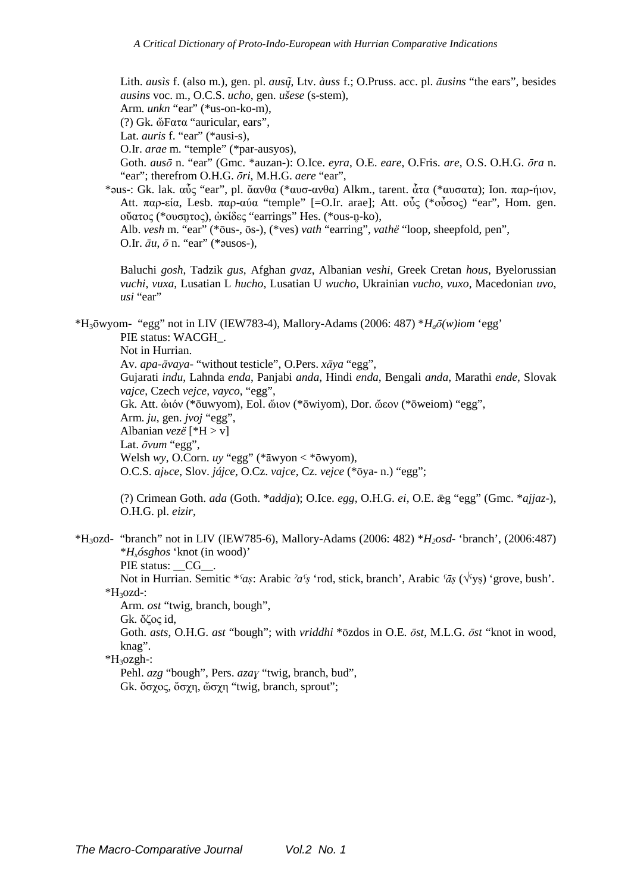Lith. *ausìs* f. (also m.), gen. pl. *ausų̃*, Ltv. *àuss* f.; O.Pruss. acc. pl. *āusins* "the ears", besides *ausins* voc. m., O.C.S. *ucho*, gen. *ušese* (s-stem),
Arm. *unkn* "ear" (*us-on-ko-m),
(?) Gk. ὤϜατα "auricular, ears",
Lat. *auris* f. "ear" (*ausi-s),
O.Ir. *arae* m. "temple" (*par-ausyos),
Goth. *ausō* n. "ear" (Gmc. *auzan-): O.Ice. *eyra*, O.E. *eare*, O.Fris. *are*, O.S. O.H.G. *ōra* n. "ear"; therefrom O.H.G. *ōri*, M.H.G. *aere* "ear",

*əus-: Gk. lak. αὖς "ear", pl. ἄανθα (*αυσ-ανθα) Alkm., tarent. ἆτα (*αυσατα); Ion. παρ-ήιον, Att. παρ-εία, Lesb. παρ-αύα "temple" [=O.Ir. arae]; Att. οὖς (*οὖσος) "ear", Hom. gen. οὔατος (*ουσn̥τος), ὠκίδες "earrings" Hes. (*ous-n̥-ko),
Alb. *vesh* m. "ear" (*ōus-, ōs-), (*ves) *vath* "earring", *vathë* "loop, sheepfold, pen",
O.Ir. *āu*, *ō* n. "ear" (*əusos-),

Baluchi *gosh*, Tadzik *gus*, Afghan *gvaz*, Albanian *veshi*, Greek Cretan *hous*, Byelorussian *vuchi*, *vuxa*, Lusatian L *hucho*, Lusatian U *wucho*, Ukrainian *vucho*, *vuxo*, Macedonian *uvo*, *usi* "ear"

*H₃ōwyom- "egg" not in LIV (IEW783-4), Mallory-Adams (2006: 487) **Hₐō(w)iom* 'egg'
PIE status: WACGH_.
Not in Hurrian.
Av. *apa-āvaya-* "without testicle", O.Pers. *xāya* "egg",
Gujarati *indu*, Lahnda *enda*, Panjabi *anda*, Hindi *enda*, Bengali *anda*, Marathi *ende*, Slovak *vajce*, Czech *vejce*, *vayco*, "egg",
Gk. Att. ᾠιόν (*ōuwyom), Eol. ὤιον (*ōwiyom), Dor. ὤεον (*ōweiom) "egg",
Arm. *ju*, gen. *jvoj* "egg",
Albanian *vezë* [*H > v]
Lat. *ōvum* "egg",
Welsh *wy*, O.Corn. *uy* "egg" (*āwyon < *ōwyom),
O.C.S. *ajьce*, Slov. *jájce*, O.Cz. *vajce*, Cz. *vejce* (*ōya- n.) "egg";

(?) Crimean Goth. *ada* (Goth. **addja*); O.Ice. *egg*, O.H.G. *ei*, O.E. ǣg "egg" (Gmc. **ajjaz-*), O.H.G. pl. *eizir*,

*H₃ozd- "branch" not in LIV (IEW785-6), Mallory-Adams (2006: 482) **H₂osd-* 'branch', (2006:487) **Hₓósghos* 'knot (in wood)'
PIE status: __CG__.
Not in Hurrian. Semitic *ˤ*aṣ*: Arabic *ˀaˤṣ* 'rod, stick, branch', Arabic *ˤāṣ* (√ˤyṣ) 'grove, bush'.

*H₃ozd-:
Arm. *ost* "twig, branch, bough",
Gk. ὄζος id,
Goth. *asts*, O.H.G. *ast* "bough"; with *vriddhi* *ōzdos in O.E. *ōst*, M.L.G. *ōst* "knot in wood, knag".

*H₃ozgh-:
Pehl. *azg* "bough", Pers. *azaɣ* "twig, branch, bud",
Gk. ὄσχος, ὄσχη, ὤσχη "twig, branch, sprout";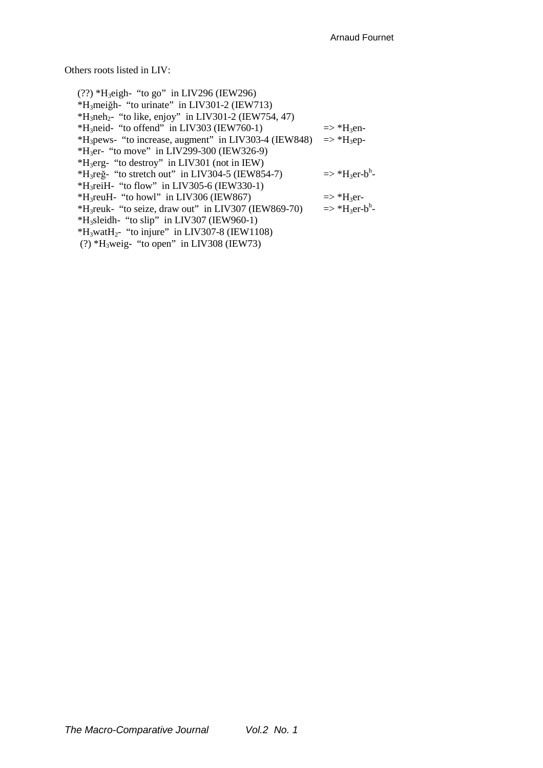Others roots listed in LIV:

- (??) *$H_3$eigh- "to go" in LIV296 (IEW296)
- *$H_3$meiğh- "to urinate" in LIV301-2 (IEW713)
- *$H_3$neh$_2$- "to like, enjoy" in LIV301-2 (IEW754, 47)
- *$H_3$neid- "to offend" in LIV303 (IEW760-1) => *$H_3$en-
- *$H_3$pews- "to increase, augment" in LIV303-4 (IEW848) => *$H_3$ep-
- *$H_3$er- "to move" in LIV299-300 (IEW326-9)
- *$H_3$erg- "to destroy" in LIV301 (not in IEW)
- *$H_3$reğ- "to stretch out" in LIV304-5 (IEW854-7) => *$H_3$er-$b^h$-
- *$H_3$reiH- "to flow" in LIV305-6 (IEW330-1)
- *$H_3$reuH- "to howl" in LIV306 (IEW867) => *$H_3$er-
- *$H_3$reuk- "to seize, draw out" in LIV307 (IEW869-70) => *$H_3$er-$b^h$-
- *$H_3$sleidh- "to slip" in LIV307 (IEW960-1)
- *$H_3$watH$_2$- "to injure" in LIV307-8 (IEW1108)
- (?) *$H_3$weig- "to open" in LIV308 (IEW73)